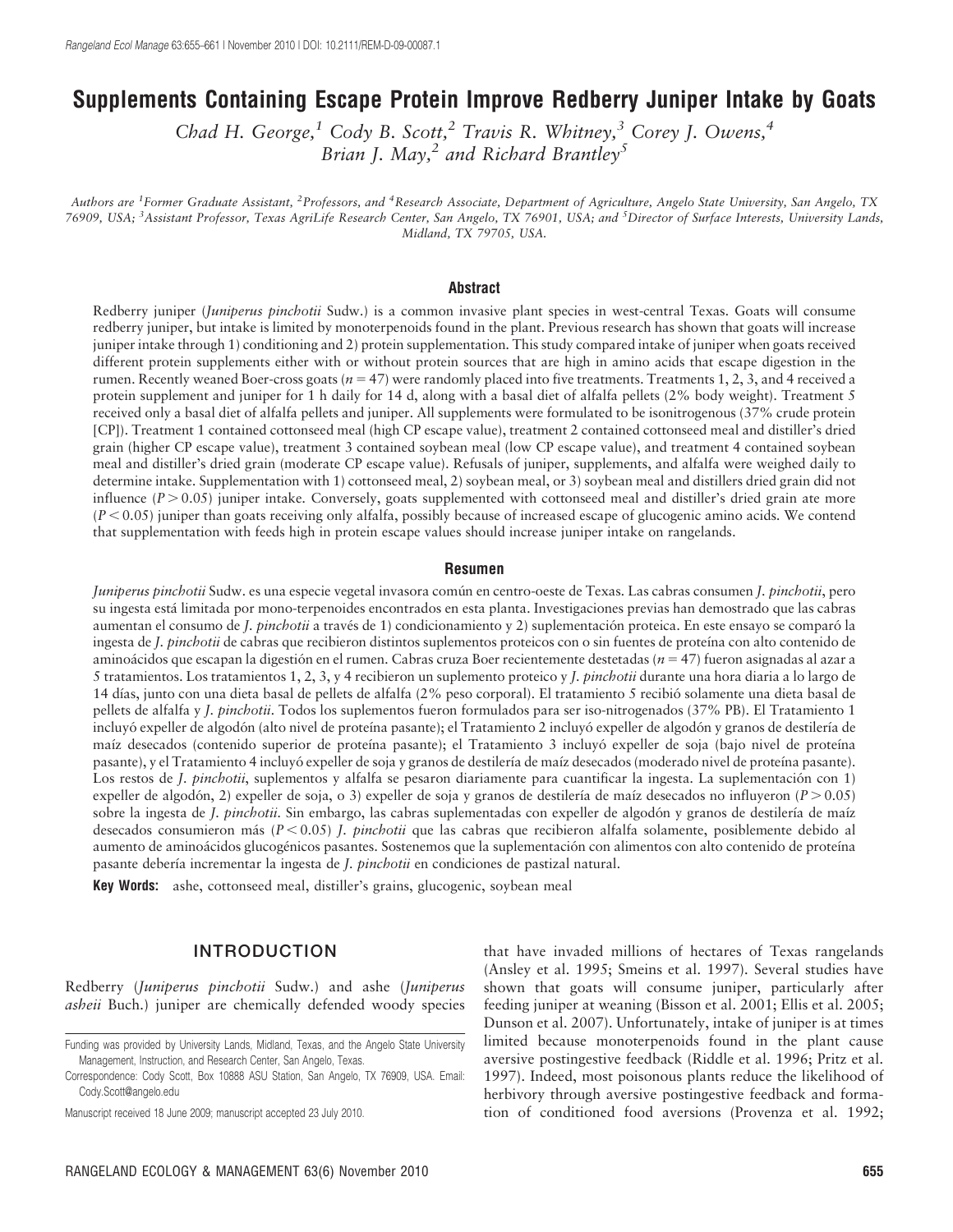# Supplements Containing Escape Protein Improve Redberry Juniper Intake by Goats

*Chad H. George,[1] Cody B. Scott,[2] Travis R. Whitney,[3] Corey J. Owens,[4] Brian J. May,[2] and Richard Brantley[5]*

*Authors are [1]Former Graduate Assistant, [2]Professors, and [4]Research Associate, Department of Agriculture, Angelo State University, San Angelo, TX 76909, USA; [3]Assistant Professor, Texas AgriLife Research Center, San Angelo, TX 76901, USA; and [5]Director of Surface Interests, University Lands, Midland, TX 79705, USA.*

## Abstract

Redberry juniper (*Juniperus pinchotii* Sudw.) is a common invasive plant species in west-central Texas. Goats will consume redberry juniper, but intake is limited by monoterpenoids found in the plant. Previous research has shown that goats will increase juniper intake through 1) conditioning and 2) protein supplementation. This study compared intake of juniper when goats received different protein supplements either with or without protein sources that are high in amino acids that escape digestion in the rumen. Recently weaned Boer-cross goats ($n = 47$) were randomly placed into five treatments. Treatments 1, 2, 3, and 4 received a protein supplement and juniper for 1 h daily for 14 d, along with a basal diet of alfalfa pellets (2% body weight). Treatment 5 received only a basal diet of alfalfa pellets and juniper. All supplements were formulated to be isonitrogenous (37% crude protein [CP]). Treatment 1 contained cottonseed meal (high CP escape value), treatment 2 contained cottonseed meal and distiller's dried grain (higher CP escape value), treatment 3 contained soybean meal (low CP escape value), and treatment 4 contained soybean meal and distiller's dried grain (moderate CP escape value). Refusals of juniper, supplements, and alfalfa were weighed daily to determine intake. Supplementation with 1) cottonseed meal, 2) soybean meal, or 3) soybean meal and distillers dried grain did not influence ($P > 0.05$) juniper intake. Conversely, goats supplemented with cottonseed meal and distiller's dried grain ate more ($P < 0.05$) juniper than goats receiving only alfalfa, possibly because of increased escape of glucogenic amino acids. We contend that supplementation with feeds high in protein escape values should increase juniper intake on rangelands.

## Resumen

*Juniperus pinchotii* Sudw. es una especie vegetal invasora común en centro-oeste de Texas. Las cabras consumen *J. pinchotii*, pero su ingesta está limitada por mono-terpenoides encontrados en esta planta. Investigaciones previas han demostrado que las cabras aumentan el consumo de *J. pinchotii* a través de 1) condicionamiento y 2) suplementación proteica. En este ensayo se comparó la ingesta de *J. pinchotii* de cabras que recibieron distintos suplementos proteicos con o sin fuentes de proteína con alto contenido de aminoácidos que escapan la digestión en el rumen. Cabras cruza Boer recientemente destetadas ($n = 47$) fueron asignadas al azar a 5 tratamientos. Los tratamientos 1, 2, 3, y 4 recibieron un suplemento proteico y *J. pinchotii* durante una hora diaria a lo largo de 14 días, junto con una dieta basal de pellets de alfalfa (2% peso corporal). El tratamiento 5 recibió solamente una dieta basal de pellets de alfalfa y *J. pinchotii*. Todos los suplementos fueron formulados para ser iso-nitrogenados (37% PB). El Tratamiento 1 incluyó expeller de algodón (alto nivel de proteína pasante); el Tratamiento 2 incluyó expeller de algodón y granos de destilería de maíz desecados (contenido superior de proteína pasante); el Tratamiento 3 incluyó expeller de soja (bajo nivel de proteína pasante), y el Tratamiento 4 incluyó expeller de soja y granos de destilería de maíz desecados (moderado nivel de proteína pasante). Los restos de *J. pinchotii*, suplementos y alfalfa se pesaron diariamente para cuantificar la ingesta. La suplementación con 1) expeller de algodón, 2) expeller de soja, o 3) expeller de soja y granos de destilería de maíz desecados no influyeron ($P > 0.05$) sobre la ingesta de *J. pinchotii*. Sin embargo, las cabras suplementadas con expeller de algodón y granos de destilería de maíz desecados consumieron más ($P < 0.05$) *J. pinchotii* que las cabras que recibieron alfalfa solamente, posiblemente debido al aumento de aminoácidos glucogénicos pasantes. Sostenemos que la suplementación con alimentos con alto contenido de proteína pasante debería incrementar la ingesta de *J. pinchotii* en condiciones de pastizal natural.

**Key Words:** ashe, cottonseed meal, distiller's grains, glucogenic, soybean meal

## INTRODUCTION

Redberry (*Juniperus pinchotii* Sudw.) and ashe (*Juniperus asheii* Buch.) juniper are chemically defended woody species that have invaded millions of hectares of Texas rangelands (Ansley et al. 1995; Smeins et al. 1997). Several studies have shown that goats will consume juniper, particularly after feeding juniper at weaning (Bisson et al. 2001; Ellis et al. 2005; Dunson et al. 2007). Unfortunately, intake of juniper is at times limited because monoterpenoids found in the plant cause aversive postingestive feedback (Riddle et al. 1996; Pritz et al. 1997). Indeed, most poisonous plants reduce the likelihood of herbivory through aversive postingestive feedback and formation of conditioned food aversions (Provenza et al. 1992;

Funding was provided by University Lands, Midland, Texas, and the Angelo State University Management, Instruction, and Research Center, San Angelo, Texas.

Correspondence: Cody Scott, Box 10888 ASU Station, San Angelo, TX 76909, USA. Email: Cody.Scott@angelo.edu

Manuscript received 18 June 2009; manuscript accepted 23 July 2010.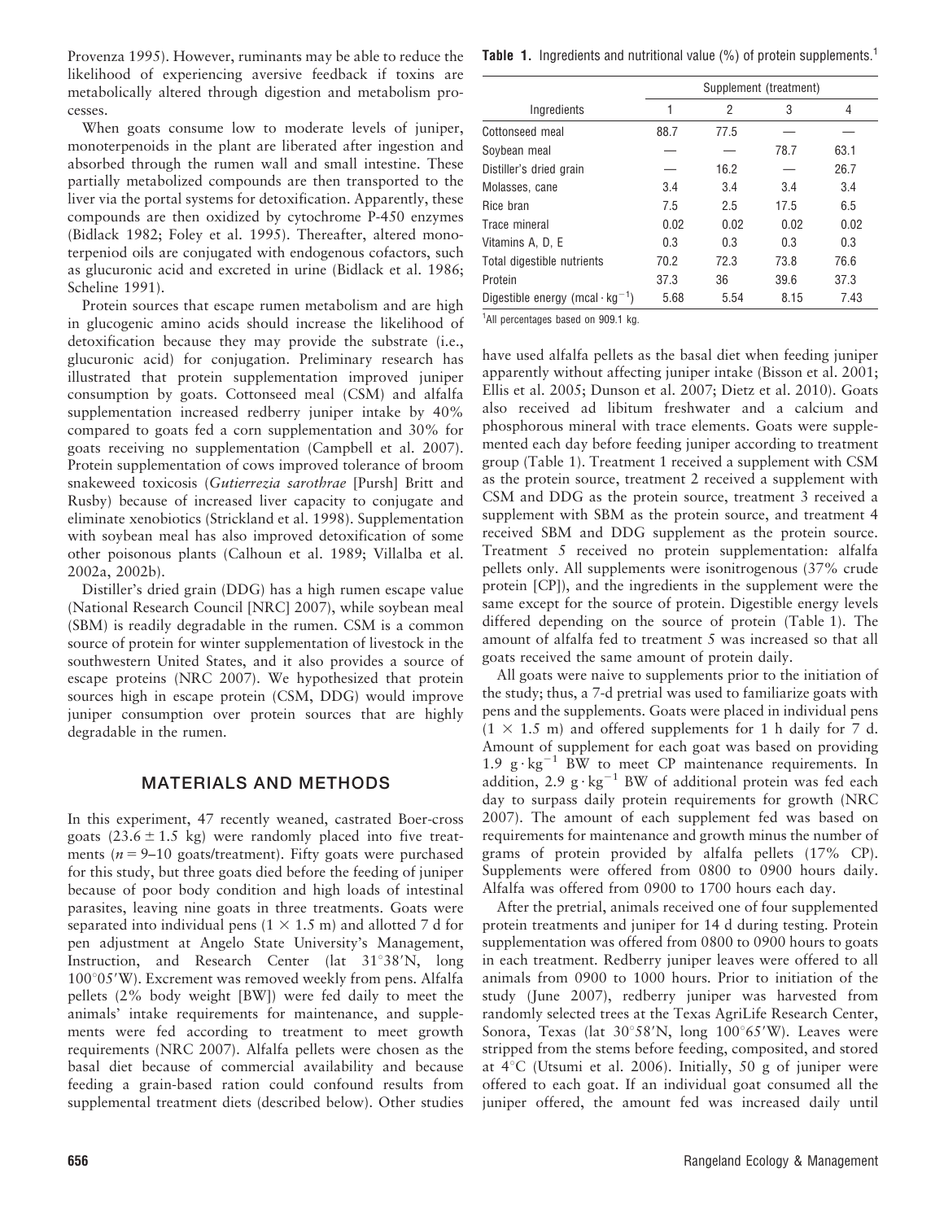Provenza 1995). However, ruminants may be able to reduce the likelihood of experiencing aversive feedback if toxins are metabolically altered through digestion and metabolism processes.

When goats consume low to moderate levels of juniper, monoterpenoids in the plant are liberated after ingestion and absorbed through the rumen wall and small intestine. These partially metabolized compounds are then transported to the liver via the portal systems for detoxification. Apparently, these compounds are then oxidized by cytochrome P-450 enzymes (Bidlack 1982; Foley et al. 1995). Thereafter, altered monoterpeniod oils are conjugated with endogenous cofactors, such as glucuronic acid and excreted in urine (Bidlack et al. 1986; Scheline 1991).

Protein sources that escape rumen metabolism and are high in glucogenic amino acids should increase the likelihood of detoxification because they may provide the substrate (i.e., glucuronic acid) for conjugation. Preliminary research has illustrated that protein supplementation improved juniper consumption by goats. Cottonseed meal (CSM) and alfalfa supplementation increased redberry juniper intake by 40% compared to goats fed a corn supplementation and 30% for goats receiving no supplementation (Campbell et al. 2007). Protein supplementation of cows improved tolerance of broom snakeweed toxicosis (*Gutierrezia sarothrae* [Pursh] Britt and Rusby) because of increased liver capacity to conjugate and eliminate xenobiotics (Strickland et al. 1998). Supplementation with soybean meal has also improved detoxification of some other poisonous plants (Calhoun et al. 1989; Villalba et al. 2002a, 2002b).

Distiller's dried grain (DDG) has a high rumen escape value (National Research Council [NRC] 2007), while soybean meal (SBM) is readily degradable in the rumen. CSM is a common source of protein for winter supplementation of livestock in the southwestern United States, and it also provides a source of escape proteins (NRC 2007). We hypothesized that protein sources high in escape protein (CSM, DDG) would improve juniper consumption over protein sources that are highly degradable in the rumen.

## MATERIALS AND METHODS

In this experiment, 47 recently weaned, castrated Boer-cross goats ($23.6 \pm 1.5$ kg) were randomly placed into five treatments ($n = 9$–$10$ goats/treatment). Fifty goats were purchased for this study, but three goats died before the feeding of juniper because of poor body condition and high loads of intestinal parasites, leaving nine goats in three treatments. Goats were separated into individual pens ($1 \times 1.5$ m) and allotted 7 d for pen adjustment at Angelo State University's Management, Instruction, and Research Center (lat 31°38′N, long 100°05′W). Excrement was removed weekly from pens. Alfalfa pellets (2% body weight [BW]) were fed daily to meet the animals' intake requirements for maintenance, and supplements were fed according to treatment to meet growth requirements (NRC 2007). Alfalfa pellets were chosen as the basal diet because of commercial availability and because feeding a grain-based ration could confound results from supplemental treatment diets (described below). Other studies have used alfalfa pellets as the basal diet when feeding juniper apparently without affecting juniper intake (Bisson et al. 2001; Ellis et al. 2005; Dunson et al. 2007; Dietz et al. 2010). Goats also received ad libitum freshwater and a calcium and phosphorous mineral with trace elements. Goats were supplemented each day before feeding juniper according to treatment group (Table 1). Treatment 1 received a supplement with CSM as the protein source, treatment 2 received a supplement with CSM and DDG as the protein source, treatment 3 received a supplement with SBM as the protein source, and treatment 4 received SBM and DDG supplement as the protein source. Treatment 5 received no protein supplementation: alfalfa pellets only. All supplements were isonitrogenous (37% crude protein [CP]), and the ingredients in the supplement were the same except for the source of protein. Digestible energy levels differed depending on the source of protein (Table 1). The amount of alfalfa fed to treatment 5 was increased so that all goats received the same amount of protein daily.

**Table 1.** Ingredients and nutritional value (%) of protein supplements.[1]

| Ingredients | Supplement (treatment) 1 | 2 | 3 | 4 |
|---|---|---|---|---|
| Cottonseed meal | 88.7 | 77.5 | — | — |
| Soybean meal | — | — | 78.7 | 63.1 |
| Distiller's dried grain | — | 16.2 | — | 26.7 |
| Molasses, cane | 3.4 | 3.4 | 3.4 | 3.4 |
| Rice bran | 7.5 | 2.5 | 17.5 | 6.5 |
| Trace mineral | 0.02 | 0.02 | 0.02 | 0.02 |
| Vitamins A, D, E | 0.3 | 0.3 | 0.3 | 0.3 |
| Total digestible nutrients | 70.2 | 72.3 | 73.8 | 76.6 |
| Protein | 37.3 | 36 | 39.6 | 37.3 |
| Digestible energy ($\text{mcal} \cdot \text{kg}^{-1}$) | 5.68 | 5.54 | 8.15 | 7.43 |

[1]All percentages based on 909.1 kg.

All goats were naive to supplements prior to the initiation of the study; thus, a 7-d pretrial was used to familiarize goats with pens and the supplements. Goats were placed in individual pens ($1 \times 1.5$ m) and offered supplements for 1 h daily for 7 d. Amount of supplement for each goat was based on providing $1.9 \text{ g} \cdot \text{kg}^{-1}$ BW to meet CP maintenance requirements. In addition, $2.9 \text{ g} \cdot \text{kg}^{-1}$ BW of additional protein was fed each day to surpass daily protein requirements for growth (NRC 2007). The amount of each supplement fed was based on requirements for maintenance and growth minus the number of grams of protein provided by alfalfa pellets (17% CP). Supplements were offered from 0800 to 0900 hours daily. Alfalfa was offered from 0900 to 1700 hours each day.

After the pretrial, animals received one of four supplemented protein treatments and juniper for 14 d during testing. Protein supplementation was offered from 0800 to 0900 hours to goats in each treatment. Redberry juniper leaves were offered to all animals from 0900 to 1000 hours. Prior to initiation of the study (June 2007), redberry juniper was harvested from randomly selected trees at the Texas AgriLife Research Center, Sonora, Texas (lat 30°58′N, long 100°65′W). Leaves were stripped from the stems before feeding, composited, and stored at 4°C (Utsumi et al. 2006). Initially, 50 g of juniper were offered to each goat. If an individual goat consumed all the juniper offered, the amount fed was increased daily until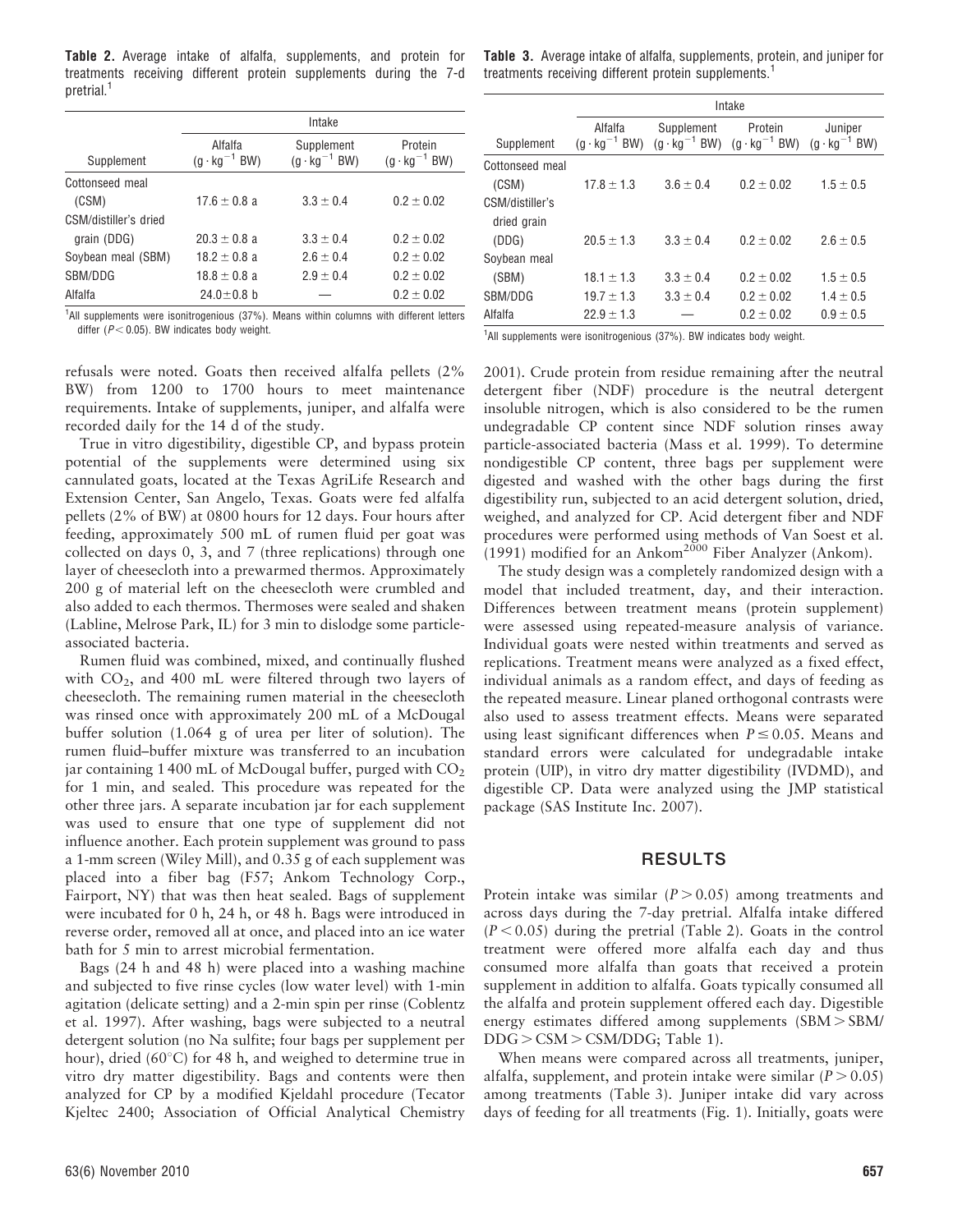**Table 2.** Average intake of alfalfa, supplements, and protein for treatments receiving different protein supplements during the 7-d pretrial.[1]

| | Intake | | |
|---|---|---|---|
| Supplement | Alfalfa ($g \cdot kg^{-1}$ BW) | Supplement ($g \cdot kg^{-1}$ BW) | Protein ($g \cdot kg^{-1}$ BW) |
| Cottonseed meal (CSM) | 17.6 ± 0.8 a | 3.3 ± 0.4 | 0.2 ± 0.02 |
| CSM/distiller's dried grain (DDG) | 20.3 ± 0.8 a | 3.3 ± 0.4 | 0.2 ± 0.02 |
| Soybean meal (SBM) | 18.2 ± 0.8 a | 2.6 ± 0.4 | 0.2 ± 0.02 |
| SBM/DDG | 18.8 ± 0.8 a | 2.9 ± 0.4 | 0.2 ± 0.02 |
| Alfalfa | 24.0 ± 0.8 b | — | 0.2 ± 0.02 |

[1]All supplements were isonitrogenious (37%). Means within columns with different letters differ ($P < 0.05$). BW indicates body weight.

**Table 3.** Average intake of alfalfa, supplements, protein, and juniper for treatments receiving different protein supplements.[1]

| | Intake | | | |
|---|---|---|---|---|
| Supplement | Alfalfa ($g \cdot kg^{-1}$ BW) | Supplement ($g \cdot kg^{-1}$ BW) | Protein ($g \cdot kg^{-1}$ BW) | Juniper ($g \cdot kg^{-1}$ BW) |
| Cottonseed meal (CSM) | 17.8 ± 1.3 | 3.6 ± 0.4 | 0.2 ± 0.02 | 1.5 ± 0.5 |
| CSM/distiller's dried grain (DDG) | 20.5 ± 1.3 | 3.3 ± 0.4 | 0.2 ± 0.02 | 2.6 ± 0.5 |
| Soybean meal (SBM) | 18.1 ± 1.3 | 3.3 ± 0.4 | 0.2 ± 0.02 | 1.5 ± 0.5 |
| SBM/DDG | 19.7 ± 1.3 | 3.3 ± 0.4 | 0.2 ± 0.02 | 1.4 ± 0.5 |
| Alfalfa | 22.9 ± 1.3 | — | 0.2 ± 0.02 | 0.9 ± 0.5 |

[1]All supplements were isonitrogenious (37%). BW indicates body weight.

refusals were noted. Goats then received alfalfa pellets (2% BW) from 1200 to 1700 hours to meet maintenance requirements. Intake of supplements, juniper, and alfalfa were recorded daily for the 14 d of the study.

True in vitro digestibility, digestible CP, and bypass protein potential of the supplements were determined using six cannulated goats, located at the Texas AgriLife Research and Extension Center, San Angelo, Texas. Goats were fed alfalfa pellets (2% of BW) at 0800 hours for 12 days. Four hours after feeding, approximately 500 mL of rumen fluid per goat was collected on days 0, 3, and 7 (three replications) through one layer of cheesecloth into a prewarmed thermos. Approximately 200 g of material left on the cheesecloth were crumbled and also added to each thermos. Thermoses were sealed and shaken (Labline, Melrose Park, IL) for 3 min to dislodge some particle-associated bacteria.

Rumen fluid was combined, mixed, and continually flushed with $CO_2$, and 400 mL were filtered through two layers of cheesecloth. The remaining rumen material in the cheesecloth was rinsed once with approximately 200 mL of a McDougal buffer solution (1.064 g of urea per liter of solution). The rumen fluid–buffer mixture was transferred to an incubation jar containing 1 400 mL of McDougal buffer, purged with $CO_2$ for 1 min, and sealed. This procedure was repeated for the other three jars. A separate incubation jar for each supplement was used to ensure that one type of supplement did not influence another. Each protein supplement was ground to pass a 1-mm screen (Wiley Mill), and 0.35 g of each supplement was placed into a fiber bag (F57; Ankom Technology Corp., Fairport, NY) that was then heat sealed. Bags of supplement were incubated for 0 h, 24 h, or 48 h. Bags were introduced in reverse order, removed all at once, and placed into an ice water bath for 5 min to arrest microbial fermentation.

Bags (24 h and 48 h) were placed into a washing machine and subjected to five rinse cycles (low water level) with 1-min agitation (delicate setting) and a 2-min spin per rinse (Coblentz et al. 1997). After washing, bags were subjected to a neutral detergent solution (no Na sulfite; four bags per supplement per hour), dried (60°C) for 48 h, and weighed to determine true in vitro dry matter digestibility. Bags and contents were then analyzed for CP by a modified Kjeldahl procedure (Tecator Kjeltec 2400; Association of Official Analytical Chemistry 2001). Crude protein from residue remaining after the neutral detergent fiber (NDF) procedure is the neutral detergent insoluble nitrogen, which is also considered to be the rumen undegradable CP content since NDF solution rinses away particle-associated bacteria (Mass et al. 1999). To determine nondigestible CP content, three bags per supplement were digested and washed with the other bags during the first digestibility run, subjected to an acid detergent solution, dried, weighed, and analyzed for CP. Acid detergent fiber and NDF procedures were performed using methods of Van Soest et al. (1991) modified for an Ankom[2000] Fiber Analyzer (Ankom).

The study design was a completely randomized design with a model that included treatment, day, and their interaction. Differences between treatment means (protein supplement) were assessed using repeated-measure analysis of variance. Individual goats were nested within treatments and served as replications. Treatment means were analyzed as a fixed effect, individual animals as a random effect, and days of feeding as the repeated measure. Linear planed orthogonal contrasts were also used to assess treatment effects. Means were separated using least significant differences when $P \leq 0.05$. Means and standard errors were calculated for undegradable intake protein (UIP), in vitro dry matter digestibility (IVDMD), and digestible CP. Data were analyzed using the JMP statistical package (SAS Institute Inc. 2007).

## RESULTS

Protein intake was similar ($P > 0.05$) among treatments and across days during the 7-day pretrial. Alfalfa intake differed ($P < 0.05$) during the pretrial (Table 2). Goats in the control treatment were offered more alfalfa each day and thus consumed more alfalfa than goats that received a protein supplement in addition to alfalfa. Goats typically consumed all the alfalfa and protein supplement offered each day. Digestible energy estimates differed among supplements (SBM > SBM/DDG > CSM > CSM/DDG; Table 1).

When means were compared across all treatments, juniper, alfalfa, supplement, and protein intake were similar ($P > 0.05$) among treatments (Table 3). Juniper intake did vary across days of feeding for all treatments (Fig. 1). Initially, goats were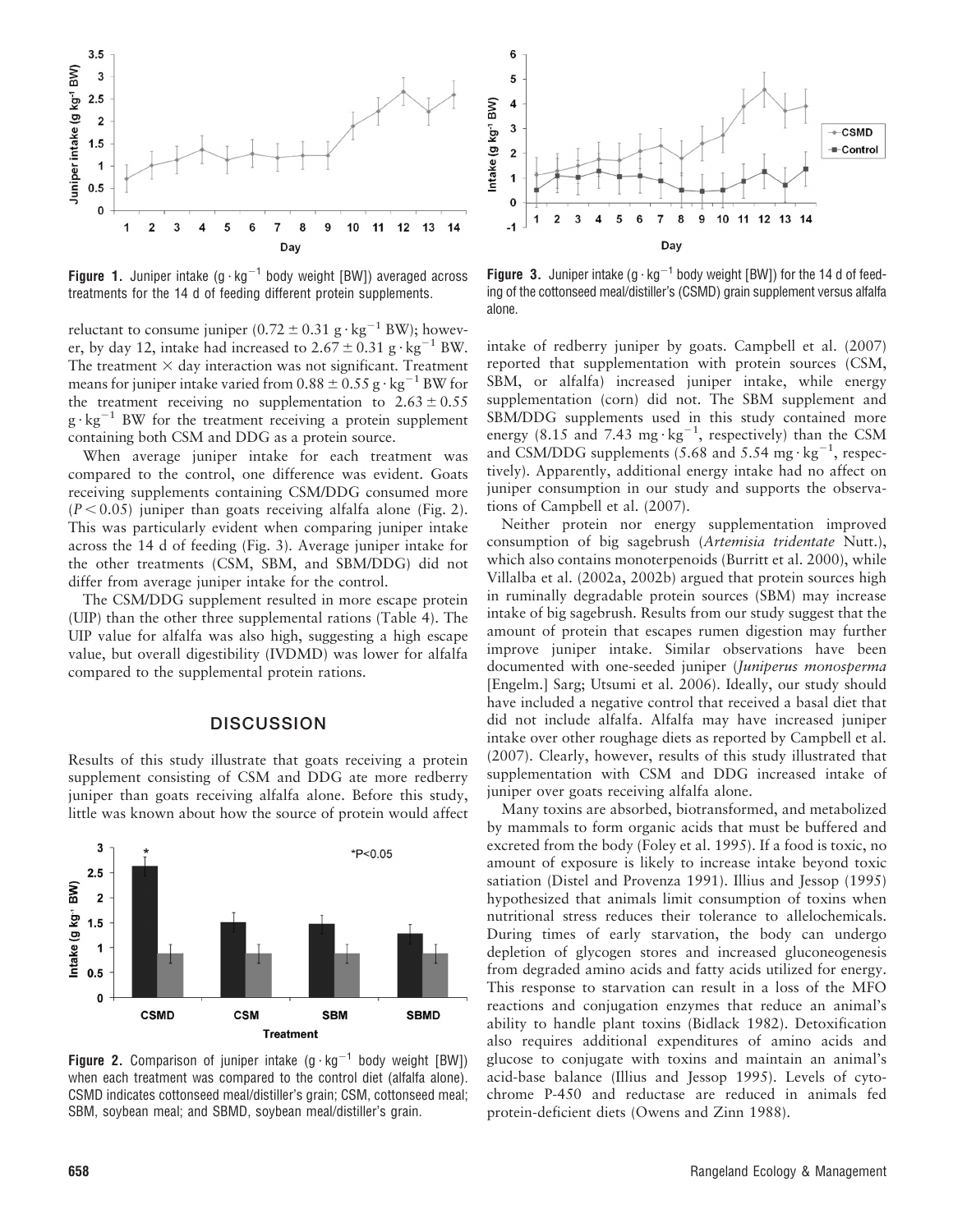**Figure 1.** Juniper intake ($g \cdot kg^{-1}$ body weight [BW]) averaged across treatments for the 14 d of feeding different protein supplements.

reluctant to consume juniper ($0.72 \pm 0.31$ $g \cdot kg^{-1}$ BW); however, by day 12, intake had increased to $2.67 \pm 0.31$ $g \cdot kg^{-1}$ BW. The treatment × day interaction was not significant. Treatment means for juniper intake varied from $0.88 \pm 0.55$ $g \cdot kg^{-1}$ BW for the treatment receiving no supplementation to $2.63 \pm 0.55$ $g \cdot kg^{-1}$ BW for the treatment receiving a protein supplement containing both CSM and DDG as a protein source.

When average juniper intake for each treatment was compared to the control, one difference was evident. Goats receiving supplements containing CSM/DDG consumed more ($P < 0.05$) juniper than goats receiving alfalfa alone (Fig. 2). This was particularly evident when comparing juniper intake across the 14 d of feeding (Fig. 3). Average juniper intake for the other treatments (CSM, SBM, and SBM/DDG) did not differ from average juniper intake for the control.

The CSM/DDG supplement resulted in more escape protein (UIP) than the other three supplemental rations (Table 4). The UIP value for alfalfa was also high, suggesting a high escape value, but overall digestibility (IVDMD) was lower for alfalfa compared to the supplemental protein rations.

## DISCUSSION

Results of this study illustrate that goats receiving a protein supplement consisting of CSM and DDG ate more redberry juniper than goats receiving alfalfa alone. Before this study, little was known about how the source of protein would affect intake of redberry juniper by goats. Campbell et al. (2007) reported that supplementation with protein sources (CSM, SBM, or alfalfa) increased juniper intake, while energy supplementation (corn) did not. The SBM supplement and SBM/DDG supplements used in this study contained more energy (8.15 and 7.43 $mg \cdot kg^{-1}$, respectively) than the CSM and CSM/DDG supplements (5.68 and 5.54 $mg \cdot kg^{-1}$, respectively). Apparently, additional energy intake had no affect on juniper consumption in our study and supports the observations of Campbell et al. (2007).

**Figure 2.** Comparison of juniper intake ($g \cdot kg^{-1}$ body weight [BW]) when each treatment was compared to the control diet (alfalfa alone). CSMD indicates cottonseed meal/distiller's grain; CSM, cottonseed meal; SBM, soybean meal; and SBMD, soybean meal/distiller's grain.

**Figure 3.** Juniper intake ($g \cdot kg^{-1}$ body weight [BW]) for the 14 d of feeding of the cottonseed meal/distiller's (CSMD) grain supplement versus alfalfa alone.

Neither protein nor energy supplementation improved consumption of big sagebrush (*Artemisia tridentate* Nutt.), which also contains monoterpenoids (Burritt et al. 2000), while Villalba et al. (2002a, 2002b) argued that protein sources high in ruminally degradable protein sources (SBM) may increase intake of big sagebrush. Results from our study suggest that the amount of protein that escapes rumen digestion may further improve juniper intake. Similar observations have been documented with one-seeded juniper (*Juniperus monosperma* [Engelm.] Sarg; Utsumi et al. 2006). Ideally, our study should have included a negative control that received a basal diet that did not include alfalfa. Alfalfa may have increased juniper intake over other roughage diets as reported by Campbell et al. (2007). Clearly, however, results of this study illustrated that supplementation with CSM and DDG increased intake of juniper over goats receiving alfalfa alone.

Many toxins are absorbed, biotransformed, and metabolized by mammals to form organic acids that must be buffered and excreted from the body (Foley et al. 1995). If a food is toxic, no amount of exposure is likely to increase intake beyond toxic satiation (Distel and Provenza 1991). Illius and Jessop (1995) hypothesized that animals limit consumption of toxins when nutritional stress reduces their tolerance to allelochemicals. During times of early starvation, the body can undergo depletion of glycogen stores and increased gluconeogenesis from degraded amino acids and fatty acids utilized for energy. This response to starvation can result in a loss of the MFO reactions and conjugation enzymes that reduce an animal's ability to handle plant toxins (Bidlack 1982). Detoxification also requires additional expenditures of amino acids and glucose to conjugate with toxins and maintain an animal's acid-base balance (Illius and Jessop 1995). Levels of cytochrome P-450 and reductase are reduced in animals fed protein-deficient diets (Owens and Zinn 1988).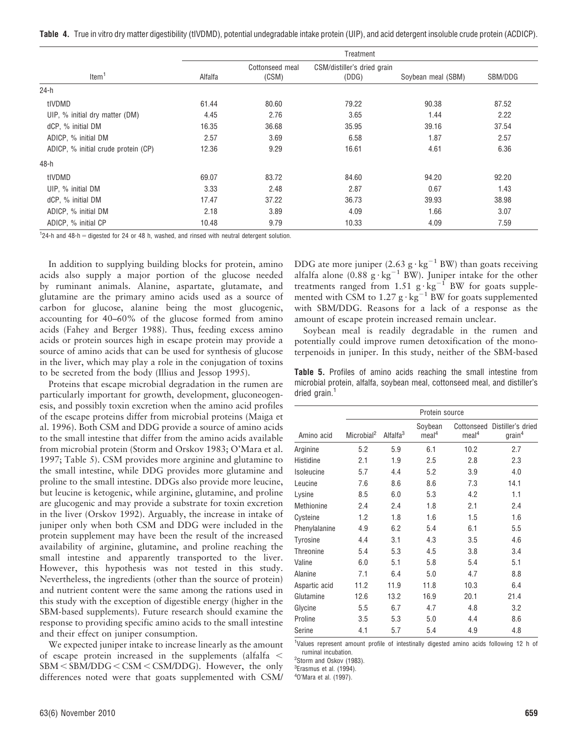**Table 4.** True in vitro dry matter digestibility (tIVDMD), potential undegradable intake protein (UIP), and acid detergent insoluble crude protein (ACDICP).

| Item[1] | Treatment | | | | |
|---|---|---|---|---|---|
| | Alfalfa | Cottonseed meal (CSM) | CSM/distiller's dried grain (DDG) | Soybean meal (SBM) | SBM/DDG |
| 24-h | | | | | |
| tIVDMD | 61.44 | 80.60 | 79.22 | 90.38 | 87.52 |
| UIP, % initial dry matter (DM) | 4.45 | 2.76 | 3.65 | 1.44 | 2.22 |
| dCP, % initial DM | 16.35 | 36.68 | 35.95 | 39.16 | 37.54 |
| ADICP, % initial DM | 2.57 | 3.69 | 6.58 | 1.87 | 2.57 |
| ADICP, % initial crude protein (CP) | 12.36 | 9.29 | 16.61 | 4.61 | 6.36 |
| 48-h | | | | | |
| tIVDMD | 69.07 | 83.72 | 84.60 | 94.20 | 92.20 |
| UIP, % initial DM | 3.33 | 2.48 | 2.87 | 0.67 | 1.43 |
| dCP, % initial DM | 17.47 | 37.22 | 36.73 | 39.93 | 38.98 |
| ADICP, % initial DM | 2.18 | 3.89 | 4.09 | 1.66 | 3.07 |
| ADICP, % initial CP | 10.48 | 9.79 | 10.33 | 4.09 | 7.59 |

[1]24-h and 48-h = digested for 24 or 48 h, washed, and rinsed with neutral detergent solution.

In addition to supplying building blocks for protein, amino acids also supply a major portion of the glucose needed by ruminant animals. Alanine, aspartate, glutamate, and glutamine are the primary amino acids used as a source of carbon for glucose, alanine being the most glucogenic, accounting for 40–60% of the glucose formed from amino acids (Fahey and Berger 1988). Thus, feeding excess amino acids or protein sources high in escape protein may provide a source of amino acids that can be used for synthesis of glucose in the liver, which may play a role in the conjugation of toxins to be secreted from the body (Illius and Jessop 1995).

Proteins that escape microbial degradation in the rumen are particularly important for growth, development, gluconeogenesis, and possibly toxin excretion when the amino acid profiles of the escape proteins differ from microbial proteins (Maiga et al. 1996). Both CSM and DDG provide a source of amino acids to the small intestine that differ from the amino acids available from microbial protein (Storm and Orskov 1983; O'Mara et al. 1997; Table 5). CSM provides more arginine and glutamine to the small intestine, while DDG provides more glutamine and proline to the small intestine. DDGs also provide more leucine, but leucine is ketogenic, while arginine, glutamine, and proline are glucogenic and may provide a substrate for toxin excretion in the liver (Orskov 1992). Arguably, the increase in intake of juniper only when both CSM and DDG were included in the protein supplement may have been the result of the increased availability of arginine, glutamine, and proline reaching the small intestine and apparently transported to the liver. However, this hypothesis was not tested in this study. Nevertheless, the ingredients (other than the source of protein) and nutrient content were the same among the rations used in this study with the exception of digestible energy (higher in the SBM-based supplements). Future research should examine the response to providing specific amino acids to the small intestine and their effect on juniper consumption.

We expected juniper intake to increase linearly as the amount of escape protein increased in the supplements (alfalfa < SBM < SBM/DDG < CSM < CSM/DDG). However, the only differences noted were that goats supplemented with CSM/DDG ate more juniper ($2.63\ g \cdot kg^{-1}$ BW) than goats receiving alfalfa alone ($0.88\ g \cdot kg^{-1}$ BW). Juniper intake for the other treatments ranged from $1.51\ g \cdot kg^{-1}$ BW for goats supplemented with CSM to $1.27\ g \cdot kg^{-1}$ BW for goats supplemented with SBM/DDG. Reasons for a lack of a response as the amount of escape protein increased remain unclear.

Soybean meal is readily degradable in the rumen and potentially could improve rumen detoxification of the monoterpenoids in juniper. In this study, neither of the SBM-based

**Table 5.** Profiles of amino acids reaching the small intestine from microbial protein, alfalfa, soybean meal, cottonseed meal, and distiller's dried grain.[1]

| Amino acid | Protein source | | | | |
|---|---|---|---|---|---|
| | Microbial[2] | Alfalfa[3] | Soybean meal[4] | Cottonseed meal[4] | Distiller's dried grain[4] |
| Arginine | 5.2 | 5.9 | 6.1 | 10.2 | 2.7 |
| Histidine | 2.1 | 1.9 | 2.5 | 2.8 | 2.3 |
| Isoleucine | 5.7 | 4.4 | 5.2 | 3.9 | 4.0 |
| Leucine | 7.6 | 8.6 | 8.6 | 7.3 | 14.1 |
| Lysine | 8.5 | 6.0 | 5.3 | 4.2 | 1.1 |
| Methionine | 2.4 | 2.4 | 1.8 | 2.1 | 2.4 |
| Cysteine | 1.2 | 1.8 | 1.6 | 1.5 | 1.6 |
| Phenylalanine | 4.9 | 6.2 | 5.4 | 6.1 | 5.5 |
| Tyrosine | 4.4 | 3.1 | 4.3 | 3.5 | 4.6 |
| Threonine | 5.4 | 5.3 | 4.5 | 3.8 | 3.4 |
| Valine | 6.0 | 5.1 | 5.8 | 5.4 | 5.1 |
| Alanine | 7.1 | 6.4 | 5.0 | 4.7 | 8.8 |
| Aspartic acid | 11.2 | 11.9 | 11.8 | 10.3 | 6.4 |
| Glutamine | 12.6 | 13.2 | 16.9 | 20.1 | 21.4 |
| Glycine | 5.5 | 6.7 | 4.7 | 4.8 | 3.2 |
| Proline | 3.5 | 5.3 | 5.0 | 4.4 | 8.6 |
| Serine | 4.1 | 5.7 | 5.4 | 4.9 | 4.8 |

[1]Values represent amount profile of intestinally digested amino acids following 12 h of ruminal incubation.
[2]Storm and Oskov (1983).
[3]Erasmus et al. (1994).
[4]O'Mara et al. (1997).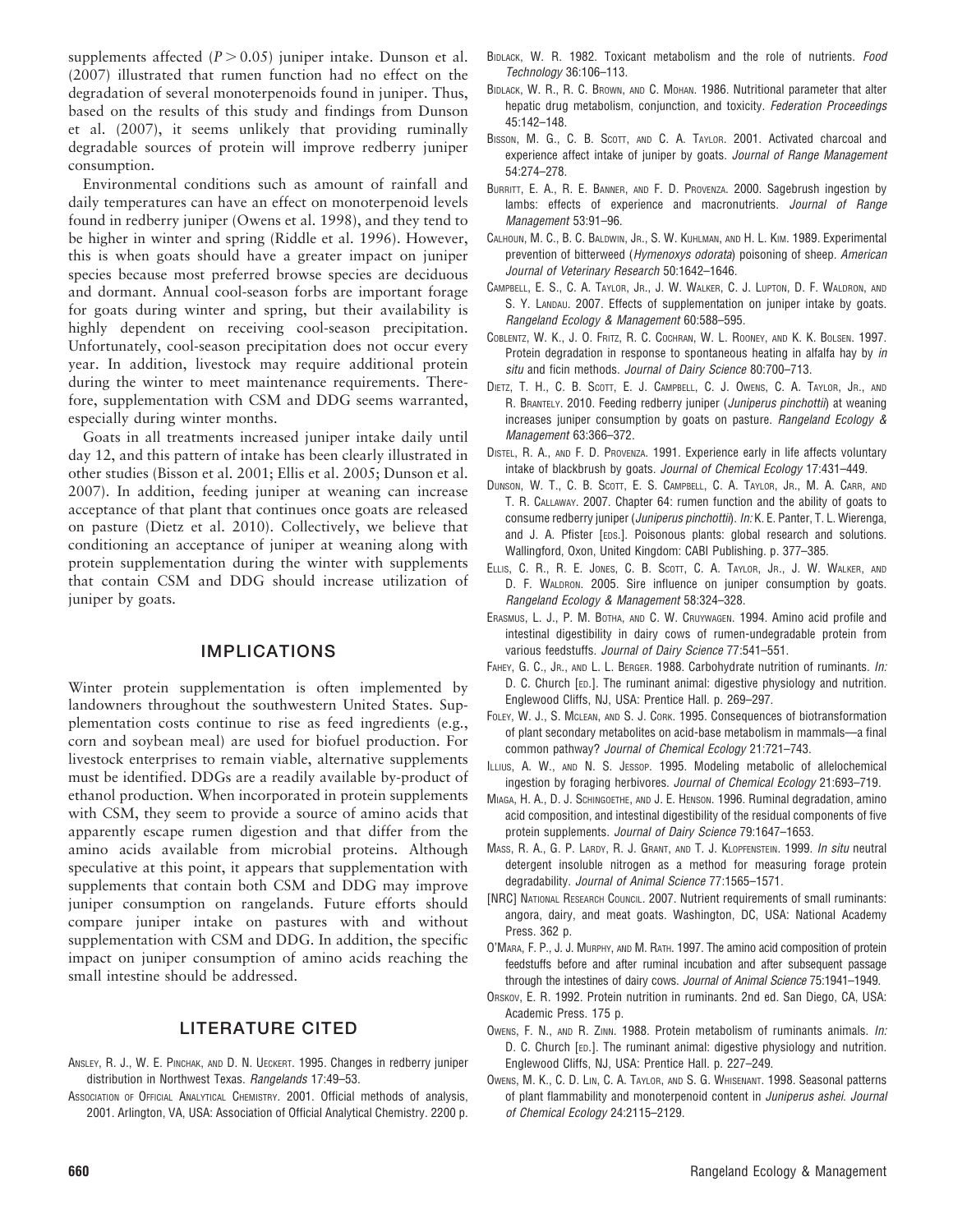supplements affected ($P > 0.05$) juniper intake. Dunson et al. (2007) illustrated that rumen function had no effect on the degradation of several monoterpenoids found in juniper. Thus, based on the results of this study and findings from Dunson et al. (2007), it seems unlikely that providing ruminally degradable sources of protein will improve redberry juniper consumption.

Environmental conditions such as amount of rainfall and daily temperatures can have an effect on monoterpenoid levels found in redberry juniper (Owens et al. 1998), and they tend to be higher in winter and spring (Riddle et al. 1996). However, this is when goats should have a greater impact on juniper species because most preferred browse species are deciduous and dormant. Annual cool-season forbs are important forage for goats during winter and spring, but their availability is highly dependent on receiving cool-season precipitation. Unfortunately, cool-season precipitation does not occur every year. In addition, livestock may require additional protein during the winter to meet maintenance requirements. Therefore, supplementation with CSM and DDG seems warranted, especially during winter months.

Goats in all treatments increased juniper intake daily until day 12, and this pattern of intake has been clearly illustrated in other studies (Bisson et al. 2001; Ellis et al. 2005; Dunson et al. 2007). In addition, feeding juniper at weaning can increase acceptance of that plant that continues once goats are released on pasture (Dietz et al. 2010). Collectively, we believe that conditioning an acceptance of juniper at weaning along with protein supplementation during the winter with supplements that contain CSM and DDG should increase utilization of juniper by goats.

## IMPLICATIONS

Winter protein supplementation is often implemented by landowners throughout the southwestern United States. Supplementation costs continue to rise as feed ingredients (e.g., corn and soybean meal) are used for biofuel production. For livestock enterprises to remain viable, alternative supplements must be identified. DDGs are a readily available by-product of ethanol production. When incorporated in protein supplements with CSM, they seem to provide a source of amino acids that apparently escape rumen digestion and that differ from the amino acids available from microbial proteins. Although speculative at this point, it appears that supplementation with supplements that contain both CSM and DDG may improve juniper consumption on rangelands. Future efforts should compare juniper intake on pastures with and without supplementation with CSM and DDG. In addition, the specific impact on juniper consumption of amino acids reaching the small intestine should be addressed.

## LITERATURE CITED

Ansley, R. J., W. E. Pinchak, and D. N. Ueckert. 1995. Changes in redberry juniper distribution in Northwest Texas. *Rangelands* 17:49–53.

Association of Official Analytical Chemistry. 2001. Official methods of analysis, 2001. Arlington, VA, USA: Association of Official Analytical Chemistry. 2200 p.

Bidlack, W. R. 1982. Toxicant metabolism and the role of nutrients. *Food Technology* 36:106–113.

Bidlack, W. R., R. C. Brown, and C. Mohan. 1986. Nutritional parameter that alter hepatic drug metabolism, conjunction, and toxicity. *Federation Proceedings* 45:142–148.

Bisson, M. G., C. B. Scott, and C. A. Taylor. 2001. Activated charcoal and experience affect intake of juniper by goats. *Journal of Range Management* 54:274–278.

Burritt, E. A., R. E. Banner, and F. D. Provenza. 2000. Sagebrush ingestion by lambs: effects of experience and macronutrients. *Journal of Range Management* 53:91–96.

Calhoun, M. C., B. C. Baldwin, Jr., S. W. Kuhlman, and H. L. Kim. 1989. Experimental prevention of bitterweed (*Hymenoxys odorata*) poisoning of sheep. *American Journal of Veterinary Research* 50:1642–1646.

Campbell, E. S., C. A. Taylor, Jr., J. W. Walker, C. J. Lupton, D. F. Waldron, and S. Y. Landau. 2007. Effects of supplementation on juniper intake by goats. *Rangeland Ecology & Management* 60:588–595.

Coblentz, W. K., J. O. Fritz, R. C. Cochran, W. L. Rooney, and K. K. Bolsen. 1997. Protein degradation in response to spontaneous heating in alfalfa hay by *in situ* and ficin methods. *Journal of Dairy Science* 80:700–713.

Dietz, T. H., C. B. Scott, E. J. Campbell, C. J. Owens, C. A. Taylor, Jr., and R. Brantely. 2010. Feeding redberry juniper (*Juniperus pinchottii*) at weaning increases juniper consumption by goats on pasture. *Rangeland Ecology & Management* 63:366–372.

Distel, R. A., and F. D. Provenza. 1991. Experience early in life affects voluntary intake of blackbrush by goats. *Journal of Chemical Ecology* 17:431–449.

Dunson, W. T., C. B. Scott, E. S. Campbell, C. A. Taylor, Jr., M. A. Carr, and T. R. Callaway. 2007. Chapter 64: rumen function and the ability of goats to consume redberry juniper (*Juniperus pinchottii*). *In:* K. E. Panter, T. L. Wierenga, and J. A. Pfister [eds.]. Poisonous plants: global research and solutions. Wallingford, Oxon, United Kingdom: CABI Publishing. p. 377–385.

Ellis, C. R., R. E. Jones, C. B. Scott, C. A. Taylor, Jr., J. W. Walker, and D. F. Waldron. 2005. Sire influence on juniper consumption by goats. *Rangeland Ecology & Management* 58:324–328.

Erasmus, L. J., P. M. Botha, and C. W. Cruywagen. 1994. Amino acid profile and intestinal digestibility in dairy cows of rumen-undegradable protein from various feedstuffs. *Journal of Dairy Science* 77:541–551.

Fahey, G. C., Jr., and L. L. Berger. 1988. Carbohydrate nutrition of ruminants. *In:* D. C. Church [ed.]. The ruminant animal: digestive physiology and nutrition. Englewood Cliffs, NJ, USA: Prentice Hall. p. 269–297.

Foley, W. J., S. McLean, and S. J. Cork. 1995. Consequences of biotransformation of plant secondary metabolites on acid-base metabolism in mammals—a final common pathway? *Journal of Chemical Ecology* 21:721–743.

Illius, A. W., and N. S. Jessop. 1995. Modeling metabolic of allelochemical ingestion by foraging herbivores. *Journal of Chemical Ecology* 21:693–719.

Miaga, H. A., D. J. Schingoethe, and J. E. Henson. 1996. Ruminal degradation, amino acid composition, and intestinal digestibility of the residual components of five protein supplements. *Journal of Dairy Science* 79:1647–1653.

Mass, R. A., G. P. Lardy, R. J. Grant, and T. J. Klopfenstein. 1999. *In situ* neutral detergent insoluble nitrogen as a method for measuring forage protein degradability. *Journal of Animal Science* 77:1565–1571.

[NRC] National Research Council. 2007. Nutrient requirements of small ruminants: angora, dairy, and meat goats. Washington, DC, USA: National Academy Press. 362 p.

O'Mara, F. P., J. J. Murphy, and M. Rath. 1997. The amino acid composition of protein feedstuffs before and after ruminal incubation and after subsequent passage through the intestines of dairy cows. *Journal of Animal Science* 75:1941–1949.

Orskov, E. R. 1992. Protein nutrition in ruminants. 2nd ed. San Diego, CA, USA: Academic Press. 175 p.

Owens, F. N., and R. Zinn. 1988. Protein metabolism of ruminants animals. *In:* D. C. Church [ed.]. The ruminant animal: digestive physiology and nutrition. Englewood Cliffs, NJ, USA: Prentice Hall. p. 227–249.

Owens, M. K., C. D. Lin, C. A. Taylor, and S. G. Whisenant. 1998. Seasonal patterns of plant flammability and monoterpenoid content in *Juniperus ashei*. *Journal of Chemical Ecology* 24:2115–2129.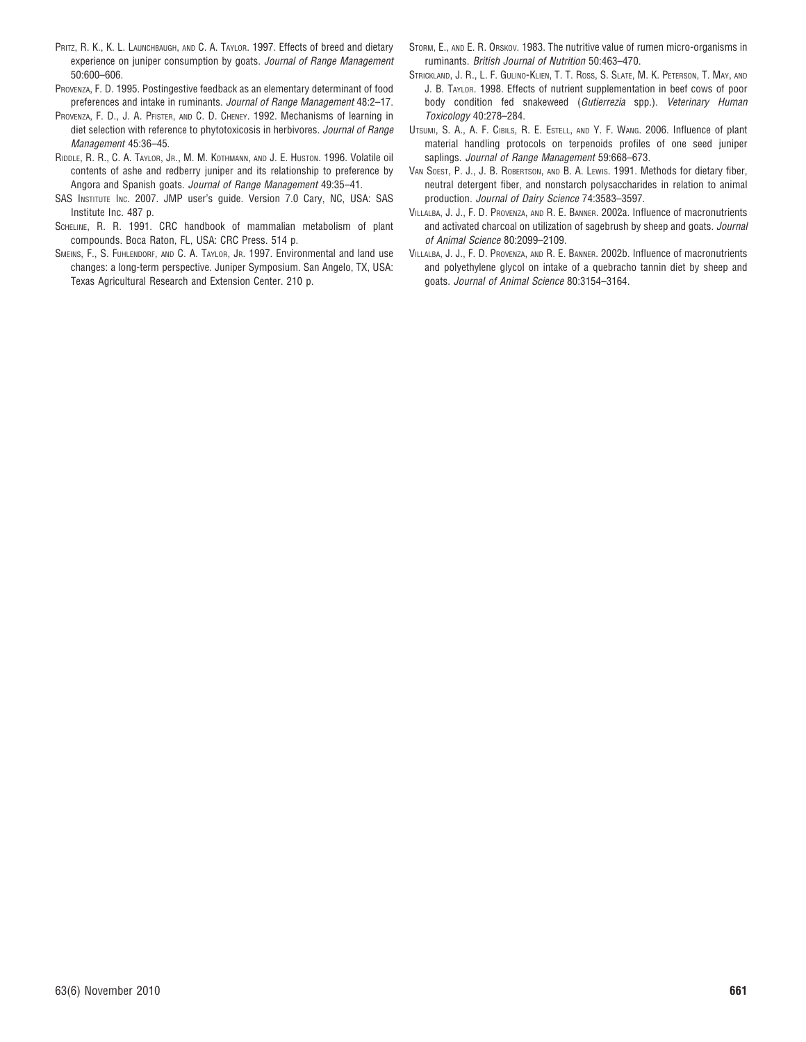PRITZ, R. K., K. L. LAUNCHBAUGH, AND C. A. TAYLOR. 1997. Effects of breed and dietary experience on juniper consumption by goats. *Journal of Range Management* 50:600–606.

PROVENZA, F. D. 1995. Postingestive feedback as an elementary determinant of food preferences and intake in ruminants. *Journal of Range Management* 48:2–17.

PROVENZA, F. D., J. A. PFISTER, AND C. D. CHENEY. 1992. Mechanisms of learning in diet selection with reference to phytotoxicosis in herbivores. *Journal of Range Management* 45:36–45.

RIDDLE, R. R., C. A. TAYLOR, JR., M. M. KOTHMANN, AND J. E. HUSTON. 1996. Volatile oil contents of ashe and redberry juniper and its relationship to preference by Angora and Spanish goats. *Journal of Range Management* 49:35–41.

SAS INSTITUTE INC. 2007. JMP user's guide. Version 7.0 Cary, NC, USA: SAS Institute Inc. 487 p.

SCHELINE, R. R. 1991. CRC handbook of mammalian metabolism of plant compounds. Boca Raton, FL, USA: CRC Press. 514 p.

SMEINS, F., S. FUHLENDORF, AND C. A. TAYLOR, JR. 1997. Environmental and land use changes: a long-term perspective. Juniper Symposium. San Angelo, TX, USA: Texas Agricultural Research and Extension Center. 210 p.

STORM, E., AND E. R. ORSKOV. 1983. The nutritive value of rumen micro-organisms in ruminants. *British Journal of Nutrition* 50:463–470.

STRICKLAND, J. R., L. F. GULINO-KLIEN, T. T. ROSS, S. SLATE, M. K. PETERSON, T. MAY, AND J. B. TAYLOR. 1998. Effects of nutrient supplementation in beef cows of poor body condition fed snakeweed (*Gutierrezia* spp.). *Veterinary Human Toxicology* 40:278–284.

UTSUMI, S. A., A. F. CIBILS, R. E. ESTELL, AND Y. F. WANG. 2006. Influence of plant material handling protocols on terpenoids profiles of one seed juniper saplings. *Journal of Range Management* 59:668–673.

VAN SOEST, P. J., J. B. ROBERTSON, AND B. A. LEWIS. 1991. Methods for dietary fiber, neutral detergent fiber, and nonstarch polysaccharides in relation to animal production. *Journal of Dairy Science* 74:3583–3597.

VILLALBA, J. J., F. D. PROVENZA, AND R. E. BANNER. 2002a. Influence of macronutrients and activated charcoal on utilization of sagebrush by sheep and goats. *Journal of Animal Science* 80:2099–2109.

VILLALBA, J. J., F. D. PROVENZA, AND R. E. BANNER. 2002b. Influence of macronutrients and polyethylene glycol on intake of a quebracho tannin diet by sheep and goats. *Journal of Animal Science* 80:3154–3164.